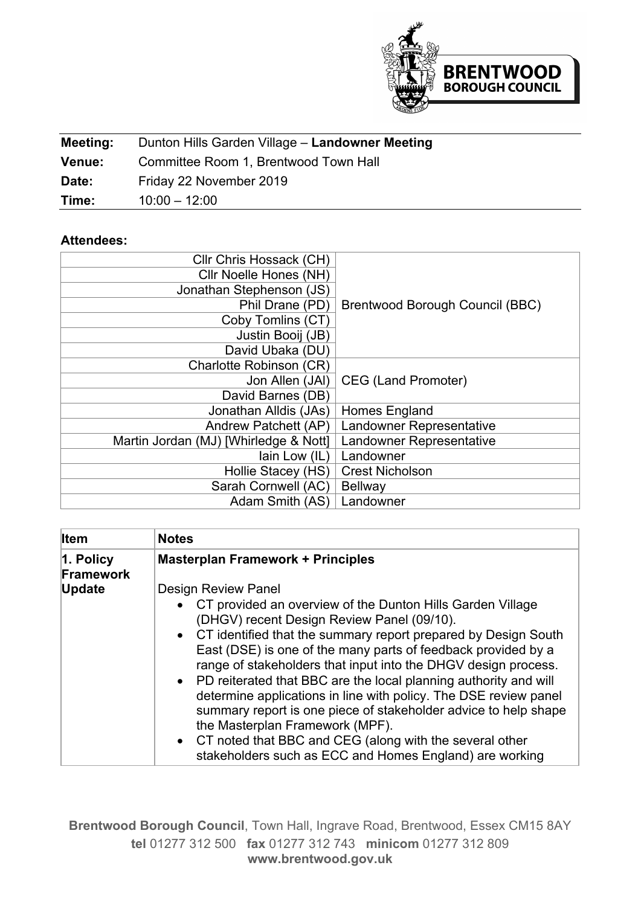| Meeting: | Dunton Hills Garden Village – **Landowner Meeting** |
|---|---|
| Venue: | Committee Room 1, Brentwood Town Hall |
| Date: | Friday 22 November 2019 |
| Time: | 10:00 – 12:00 |

**Attendees:**

| Name | Organisation |
|---|---|
| Cllr Chris Hossack (CH) | Brentwood Borough Council (BBC) |
| Cllr Noelle Hones (NH) | |
| Jonathan Stephenson (JS) | |
| Phil Drane (PD) | |
| Coby Tomlins (CT) | |
| Justin Booij (JB) | |
| David Ubaka (DU) | |
| Charlotte Robinson (CR) | CEG (Land Promoter) |
| Jon Allen (JAl) | |
| David Barnes (DB) | |
| Jonathan Alldis (JAs) | Homes England |
| Andrew Patchett (AP) | Landowner Representative |
| Martin Jordan (MJ) [Whirledge & Nott] | Landowner Representative |
| Iain Low (IL) | Landowner |
| Hollie Stacey (HS) | Crest Nicholson |
| Sarah Cornwell (AC) | Bellway |
| Adam Smith (AS) | Landowner |

| Item | Notes |
|---|---|
| **1. Policy Framework Update** | **Masterplan Framework + Principles**<br><br>Design Review Panel<br>• CT provided an overview of the Dunton Hills Garden Village (DHGV) recent Design Review Panel (09/10).<br>• CT identified that the summary report prepared by Design South East (DSE) is one of the many parts of feedback provided by a range of stakeholders that input into the DHGV design process.<br>• PD reiterated that BBC are the local planning authority and will determine applications in line with policy. The DSE review panel summary report is one piece of stakeholder advice to help shape the Masterplan Framework (MPF).<br>• CT noted that BBC and CEG (along with the several other stakeholders such as ECC and Homes England) are working |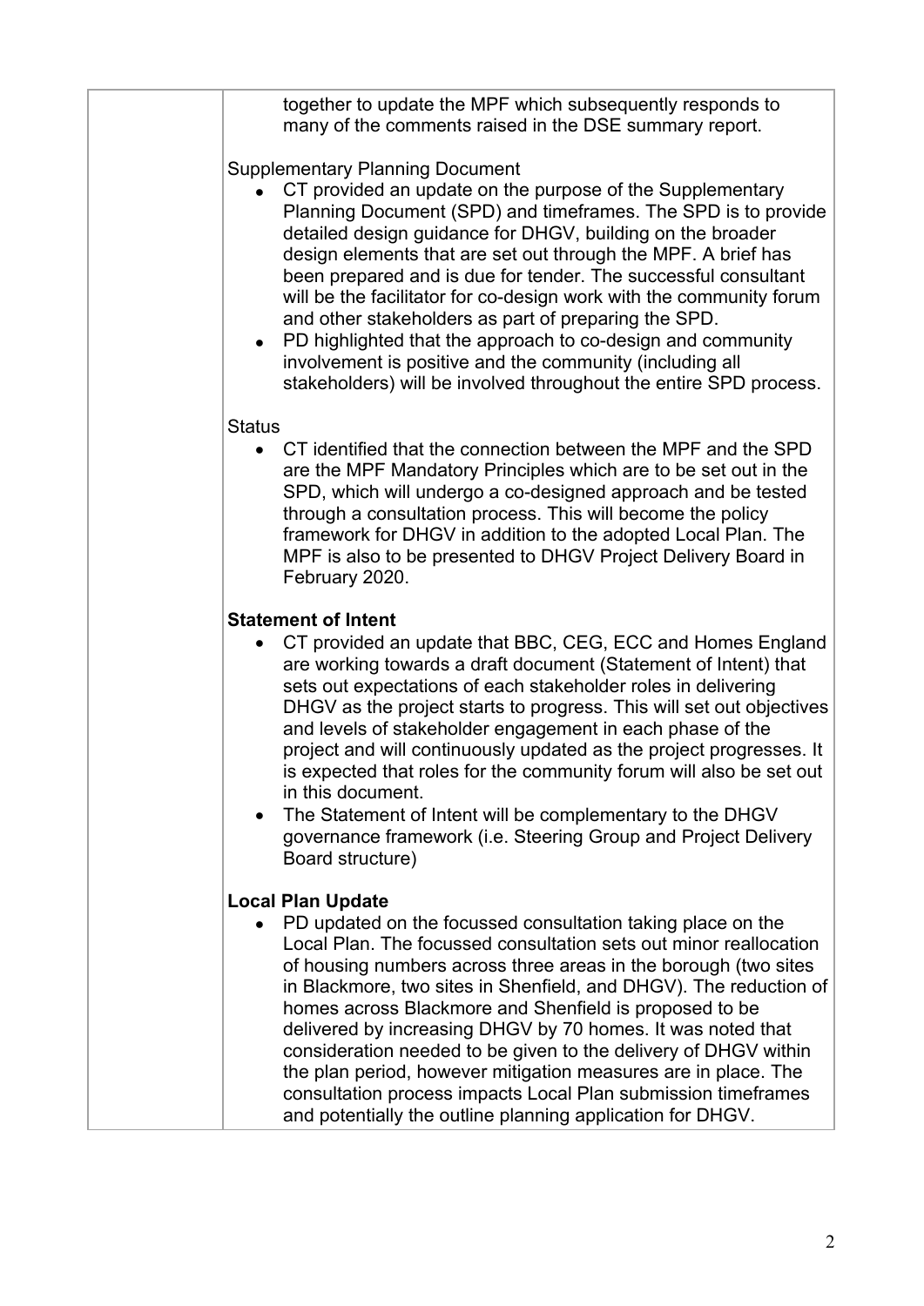| | |
|---|---|
| | together to update the MPF which subsequently responds to many of the comments raised in the DSE summary report.<br><br>Supplementary Planning Document<br>• CT provided an update on the purpose of the Supplementary Planning Document (SPD) and timeframes. The SPD is to provide detailed design guidance for DHGV, building on the broader design elements that are set out through the MPF. A brief has been prepared and is due for tender. The successful consultant will be the facilitator for co-design work with the community forum and other stakeholders as part of preparing the SPD.<br>• PD highlighted that the approach to co-design and community involvement is positive and the community (including all stakeholders) will be involved throughout the entire SPD process.<br><br>Status<br>• CT identified that the connection between the MPF and the SPD are the MPF Mandatory Principles which are to be set out in the SPD, which will undergo a co-designed approach and be tested through a consultation process. This will become the policy framework for DHGV in addition to the adopted Local Plan. The MPF is also to be presented to DHGV Project Delivery Board in February 2020.<br><br>**Statement of Intent**<br>• CT provided an update that BBC, CEG, ECC and Homes England are working towards a draft document (Statement of Intent) that sets out expectations of each stakeholder roles in delivering DHGV as the project starts to progress. This will set out objectives and levels of stakeholder engagement in each phase of the project and will continuously updated as the project progresses. It is expected that roles for the community forum will also be set out in this document.<br>• The Statement of Intent will be complementary to the DHGV governance framework (i.e. Steering Group and Project Delivery Board structure)<br><br>**Local Plan Update**<br>• PD updated on the focussed consultation taking place on the Local Plan. The focussed consultation sets out minor reallocation of housing numbers across three areas in the borough (two sites in Blackmore, two sites in Shenfield, and DHGV). The reduction of homes across Blackmore and Shenfield is proposed to be delivered by increasing DHGV by 70 homes. It was noted that consideration needed to be given to the delivery of DHGV within the plan period, however mitigation measures are in place. The consultation process impacts Local Plan submission timeframes and potentially the outline planning application for DHGV. |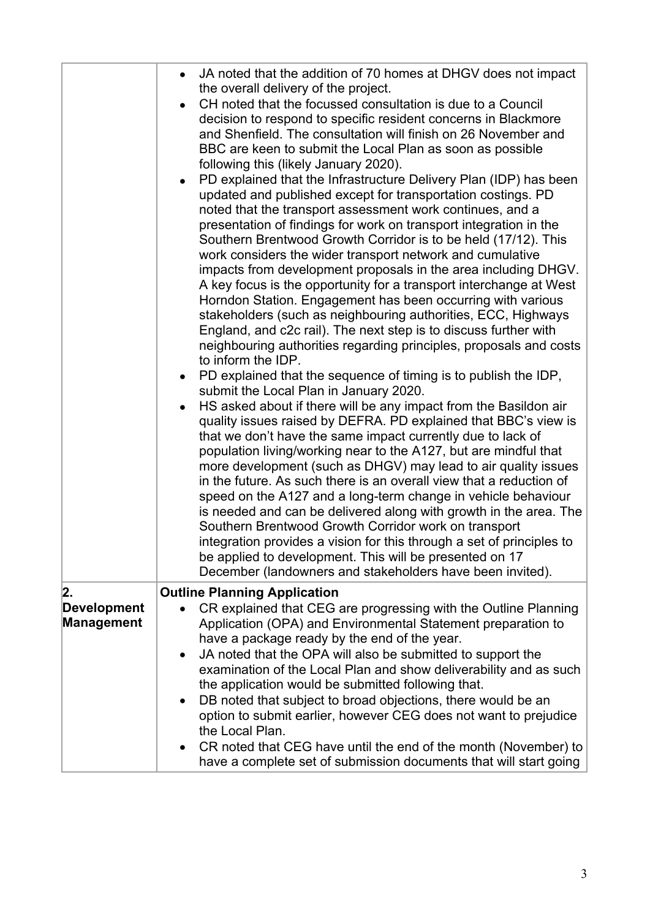| | |
|---|---|
| | • JA noted that the addition of 70 homes at DHGV does not impact the overall delivery of the project.<br>• CH noted that the focussed consultation is due to a Council decision to respond to specific resident concerns in Blackmore and Shenfield. The consultation will finish on 26 November and BBC are keen to submit the Local Plan as soon as possible following this (likely January 2020).<br>• PD explained that the Infrastructure Delivery Plan (IDP) has been updated and published except for transportation costings. PD noted that the transport assessment work continues, and a presentation of findings for work on transport integration in the Southern Brentwood Growth Corridor is to be held (17/12). This work considers the wider transport network and cumulative impacts from development proposals in the area including DHGV. A key focus is the opportunity for a transport interchange at West Horndon Station. Engagement has been occurring with various stakeholders (such as neighbouring authorities, ECC, Highways England, and c2c rail). The next step is to discuss further with neighbouring authorities regarding principles, proposals and costs to inform the IDP.<br>• PD explained that the sequence of timing is to publish the IDP, submit the Local Plan in January 2020.<br>• HS asked about if there will be any impact from the Basildon air quality issues raised by DEFRA. PD explained that BBC's view is that we don't have the same impact currently due to lack of population living/working near to the A127, but are mindful that more development (such as DHGV) may lead to air quality issues in the future. As such there is an overall view that a reduction of speed on the A127 and a long-term change in vehicle behaviour is needed and can be delivered along with growth in the area. The Southern Brentwood Growth Corridor work on transport integration provides a vision for this through a set of principles to be applied to development. This will be presented on 17 December (landowners and stakeholders have been invited). |
| **2. Development Management** | **Outline Planning Application**<br>• CR explained that CEG are progressing with the Outline Planning Application (OPA) and Environmental Statement preparation to have a package ready by the end of the year.<br>• JA noted that the OPA will also be submitted to support the examination of the Local Plan and show deliverability and as such the application would be submitted following that.<br>• DB noted that subject to broad objections, there would be an option to submit earlier, however CEG does not want to prejudice the Local Plan.<br>• CR noted that CEG have until the end of the month (November) to have a complete set of submission documents that will start going |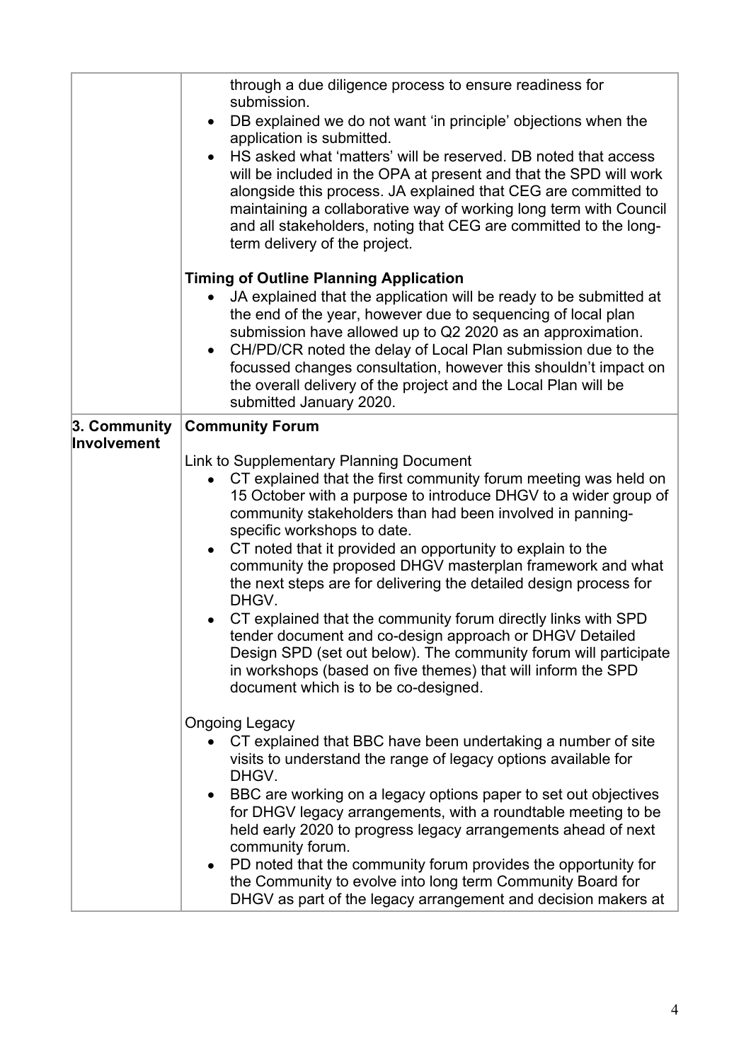| | |
|---|---|
| | through a due diligence process to ensure readiness for submission.<br>• DB explained we do not want 'in principle' objections when the application is submitted.<br>• HS asked what 'matters' will be reserved. DB noted that access will be included in the OPA at present and that the SPD will work alongside this process. JA explained that CEG are committed to maintaining a collaborative way of working long term with Council and all stakeholders, noting that CEG are committed to the long-term delivery of the project.<br><br>**Timing of Outline Planning Application**<br>• JA explained that the application will be ready to be submitted at the end of the year, however due to sequencing of local plan submission have allowed up to Q2 2020 as an approximation.<br>• CH/PD/CR noted the delay of Local Plan submission due to the focussed changes consultation, however this shouldn't impact on the overall delivery of the project and the Local Plan will be submitted January 2020. |
| **3. Community Involvement** | **Community Forum**<br><br>Link to Supplementary Planning Document<br>• CT explained that the first community forum meeting was held on 15 October with a purpose to introduce DHGV to a wider group of community stakeholders than had been involved in panning-specific workshops to date.<br>• CT noted that it provided an opportunity to explain to the community the proposed DHGV masterplan framework and what the next steps are for delivering the detailed design process for DHGV.<br>• CT explained that the community forum directly links with SPD tender document and co-design approach or DHGV Detailed Design SPD (set out below). The community forum will participate in workshops (based on five themes) that will inform the SPD document which is to be co-designed.<br><br>Ongoing Legacy<br>• CT explained that BBC have been undertaking a number of site visits to understand the range of legacy options available for DHGV.<br>• BBC are working on a legacy options paper to set out objectives for DHGV legacy arrangements, with a roundtable meeting to be held early 2020 to progress legacy arrangements ahead of next community forum.<br>• PD noted that the community forum provides the opportunity for the Community to evolve into long term Community Board for DHGV as part of the legacy arrangement and decision makers at |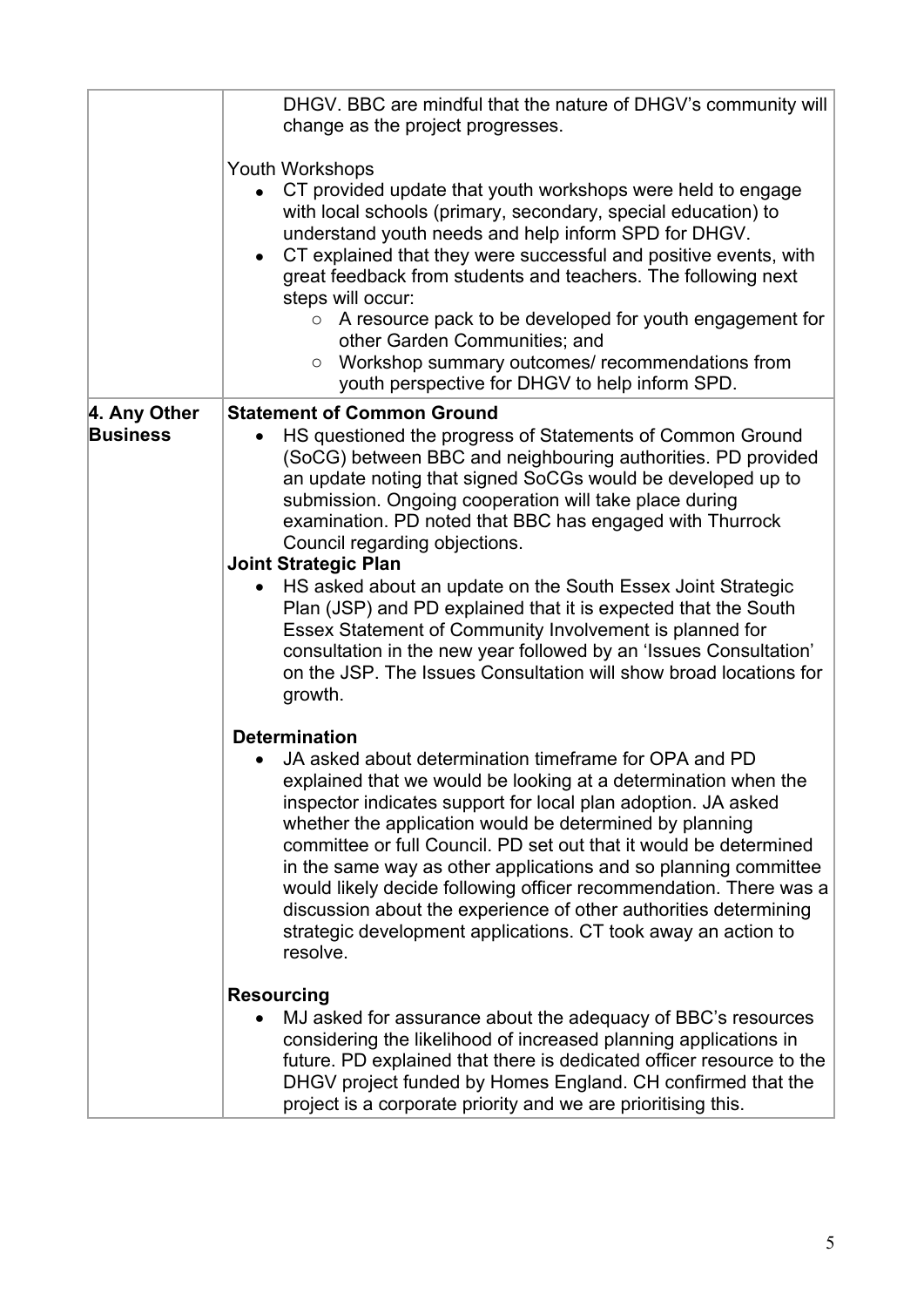| | |
|---|---|
| | DHGV. BBC are mindful that the nature of DHGV's community will change as the project progresses.<br><br>Youth Workshops<br>• CT provided update that youth workshops were held to engage with local schools (primary, secondary, special education) to understand youth needs and help inform SPD for DHGV.<br>• CT explained that they were successful and positive events, with great feedback from students and teachers. The following next steps will occur:<br>  ○ A resource pack to be developed for youth engagement for other Garden Communities; and<br>  ○ Workshop summary outcomes/ recommendations from youth perspective for DHGV to help inform SPD. |
| **4. Any Other Business** | **Statement of Common Ground**<br>• HS questioned the progress of Statements of Common Ground (SoCG) between BBC and neighbouring authorities. PD provided an update noting that signed SoCGs would be developed up to submission. Ongoing cooperation will take place during examination. PD noted that BBC has engaged with Thurrock Council regarding objections.<br>**Joint Strategic Plan**<br>• HS asked about an update on the South Essex Joint Strategic Plan (JSP) and PD explained that it is expected that the South Essex Statement of Community Involvement is planned for consultation in the new year followed by an 'Issues Consultation' on the JSP. The Issues Consultation will show broad locations for growth.<br><br>**Determination**<br>• JA asked about determination timeframe for OPA and PD explained that we would be looking at a determination when the inspector indicates support for local plan adoption. JA asked whether the application would be determined by planning committee or full Council. PD set out that it would be determined in the same way as other applications and so planning committee would likely decide following officer recommendation. There was a discussion about the experience of other authorities determining strategic development applications. CT took away an action to resolve.<br><br>**Resourcing**<br>• MJ asked for assurance about the adequacy of BBC's resources considering the likelihood of increased planning applications in future. PD explained that there is dedicated officer resource to the DHGV project funded by Homes England. CH confirmed that the project is a corporate priority and we are prioritising this. |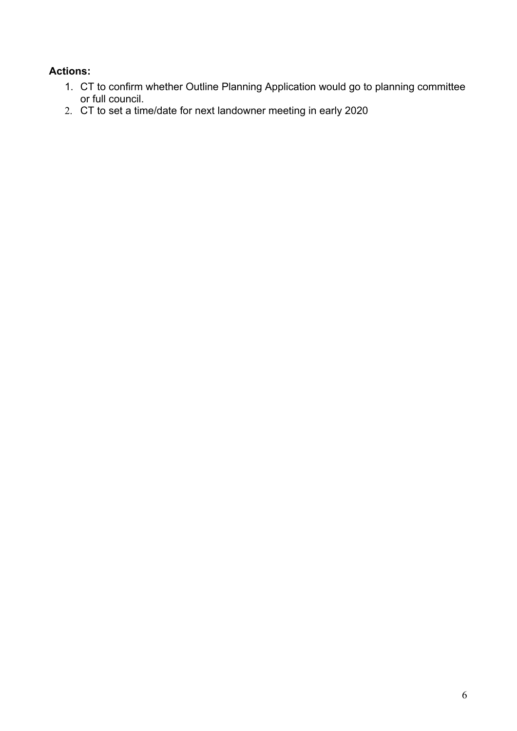**Actions:**

1. CT to confirm whether Outline Planning Application would go to planning committee or full council.
2. CT to set a time/date for next landowner meeting in early 2020